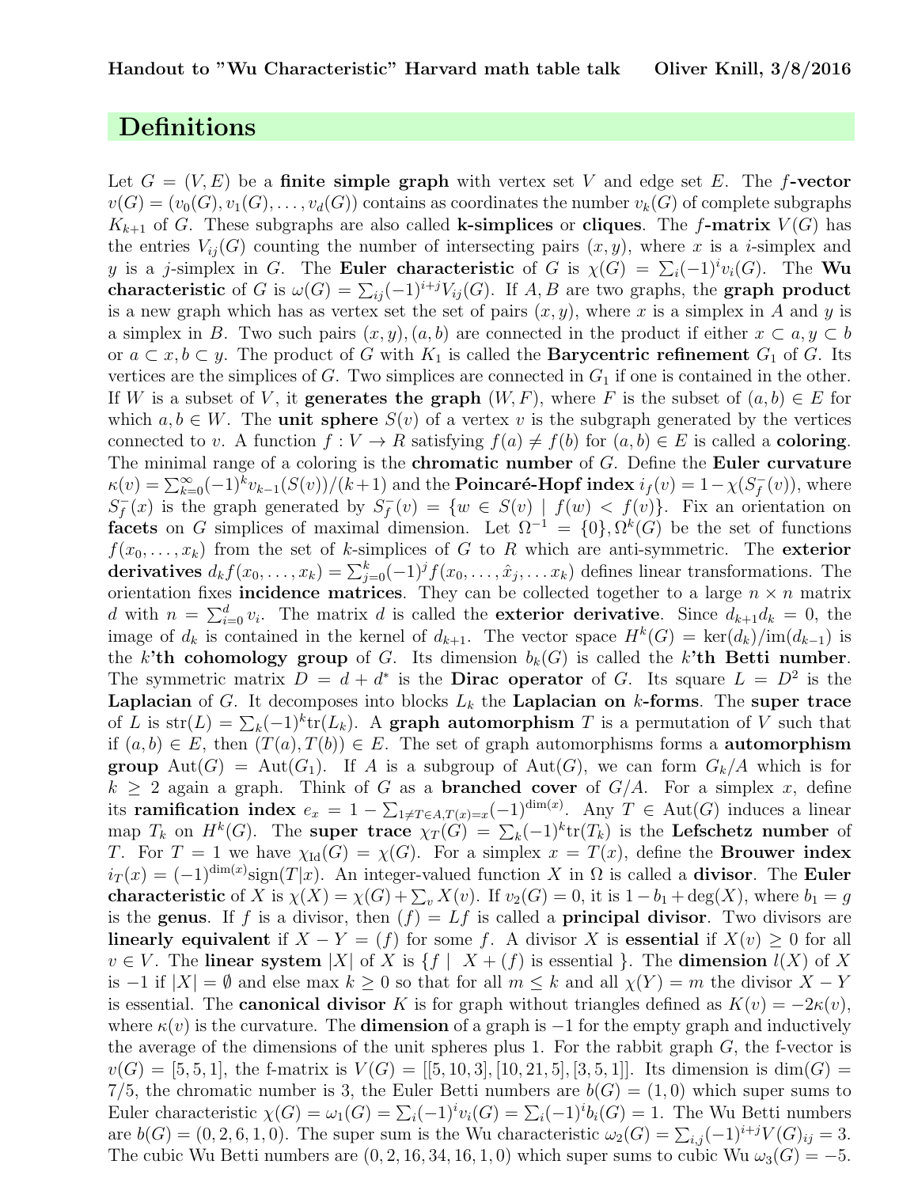## Definitions

Let $G = (V, E)$ be a **finite simple graph** with vertex set $V$ and edge set $E$. The **$f$-vector** $v(G) = (v_0(G), v_1(G), \dots, v_d(G))$ contains as coordinates the number $v_k(G)$ of complete subgraphs $K_{k+1}$ of $G$. These subgraphs are also called **k-simplices** or **cliques**. The **$f$-matrix** $V(G)$ has the entries $V_{ij}(G)$ counting the number of intersecting pairs $(x, y)$, where $x$ is a $i$-simplex and $y$ is a $j$-simplex in $G$. The **Euler characteristic** of $G$ is $\chi(G) = \sum_i (-1)^i v_i(G)$. The **Wu characteristic** of $G$ is $\omega(G) = \sum_{ij} (-1)^{i+j} V_{ij}(G)$. If $A, B$ are two graphs, the **graph product** is a new graph which has as vertex set the set of pairs $(x, y)$, where $x$ is a simplex in $A$ and $y$ is a simplex in $B$. Two such pairs $(x, y), (a, b)$ are connected in the product if either $x \subset a, y \subset b$ or $a \subset x, b \subset y$. The product of $G$ with $K_1$ is called the **Barycentric refinement** $G_1$ of $G$. Its vertices are the simplices of $G$. Two simplices are connected in $G_1$ if one is contained in the other. If $W$ is a subset of $V$, it **generates the graph** $(W, F)$, where $F$ is the subset of $(a, b) \in E$ for which $a, b \in W$. The **unit sphere** $S(v)$ of a vertex $v$ is the subgraph generated by the vertices connected to $v$. A function $f : V \to R$ satisfying $f(a) \neq f(b)$ for $(a, b) \in E$ is called a **coloring**. The minimal range of a coloring is the **chromatic number** of $G$. Define the **Euler curvature** $\kappa(v) = \sum_{k=0}^{\infty} (-1)^k v_{k-1}(S(v))/(k+1)$ and the **Poincaré-Hopf index** $i_f(v) = 1 - \chi(S_f^-(v))$, where $S_f^-(x)$ is the graph generated by $S_f^-(v) = \{w \in S(v) \mid f(w) < f(v)\}$. Fix an orientation on **facets** on $G$ simplices of maximal dimension. Let $\Omega^{-1} = \{0\}, \Omega^k(G)$ be the set of functions $f(x_0, \dots, x_k)$ from the set of $k$-simplices of $G$ to $R$ which are anti-symmetric. The **exterior derivatives** $d_k f(x_0, \dots, x_k) = \sum_{j=0}^{k} (-1)^j f(x_0, \dots, \hat{x}_j, \dots x_k)$ defines linear transformations. The orientation fixes **incidence matrices**. They can be collected together to a large $n \times n$ matrix $d$ with $n = \sum_{i=0}^{d} v_i$. The matrix $d$ is called the **exterior derivative**. Since $d_{k+1} d_k = 0$, the image of $d_k$ is contained in the kernel of $d_{k+1}$. The vector space $H^k(G) = \ker(d_k)/\text{im}(d_{k-1})$ is the **$k$'th cohomology group** of $G$. Its dimension $b_k(G)$ is called the **$k$'th Betti number**. The symmetric matrix $D = d + d^*$ is the **Dirac operator** of $G$. Its square $L = D^2$ is the **Laplacian** of $G$. It decomposes into blocks $L_k$ the **Laplacian on $k$-forms**. The **super trace** of $L$ is $\text{str}(L) = \sum_k (-1)^k \text{tr}(L_k)$. A **graph automorphism** $T$ is a permutation of $V$ such that if $(a, b) \in E$, then $(T(a), T(b)) \in E$. The set of graph automorphisms forms a **automorphism group** $\text{Aut}(G) = \text{Aut}(G_1)$. If $A$ is a subgroup of $\text{Aut}(G)$, we can form $G_k/A$ which is for $k \geq 2$ again a graph. Think of $G$ as a **branched cover** of $G/A$. For a simplex $x$, define its **ramification index** $e_x = 1 - \sum_{1 \neq T \in A, T(x) = x} (-1)^{\dim(x)}$. Any $T \in \text{Aut}(G)$ induces a linear map $T_k$ on $H^k(G)$. The **super trace** $\chi_T(G) = \sum_k (-1)^k \text{tr}(T_k)$ is the **Lefschetz number** of $T$. For $T = 1$ we have $\chi_{\text{Id}}(G) = \chi(G)$. For a simplex $x = T(x)$, define the **Brouwer index** $i_T(x) = (-1)^{\dim(x)} \text{sign}(T|x)$. An integer-valued function $X$ in $\Omega$ is called a **divisor**. The **Euler characteristic** of $X$ is $\chi(X) = \chi(G) + \sum_v X(v)$. If $v_2(G) = 0$, it is $1 - b_1 + \deg(X)$, where $b_1 = g$ is the **genus**. If $f$ is a divisor, then $(f) = Lf$ is called a **principal divisor**. Two divisors are **linearly equivalent** if $X - Y = (f)$ for some $f$. A divisor $X$ is **essential** if $X(v) \geq 0$ for all $v \in V$. The **linear system** $|X|$ of $X$ is $\{f \mid X + (f) \text{ is essential }\}$. The **dimension** $l(X)$ of $X$ is $-1$ if $|X| = \emptyset$ and else max $k \geq 0$ so that for all $m \leq k$ and all $\chi(Y) = m$ the divisor $X - Y$ is essential. The **canonical divisor** $K$ is for graph without triangles defined as $K(v) = -2\kappa(v)$, where $\kappa(v)$ is the curvature. The **dimension** of a graph is $-1$ for the empty graph and inductively the average of the dimensions of the unit spheres plus 1. For the rabbit graph $G$, the f-vector is $v(G) = [5, 5, 1]$, the f-matrix is $V(G) = [[5, 10, 3], [10, 21, 5], [3, 5, 1]]$. Its dimension is $\dim(G) = 7/5$, the chromatic number is 3, the Euler Betti numbers are $b(G) = (1, 0)$ which super sums to Euler characteristic $\chi(G) = \omega_1(G) = \sum_i (-1)^i v_i(G) = \sum_i (-1)^i b_i(G) = 1$. The Wu Betti numbers are $b(G) = (0, 2, 6, 1, 0)$. The super sum is the Wu characteristic $\omega_2(G) = \sum_{i,j} (-1)^{i+j} V(G)_{ij} = 3$. The cubic Wu Betti numbers are $(0, 2, 16, 34, 16, 1, 0)$ which super sums to cubic Wu $\omega_3(G) = -5$.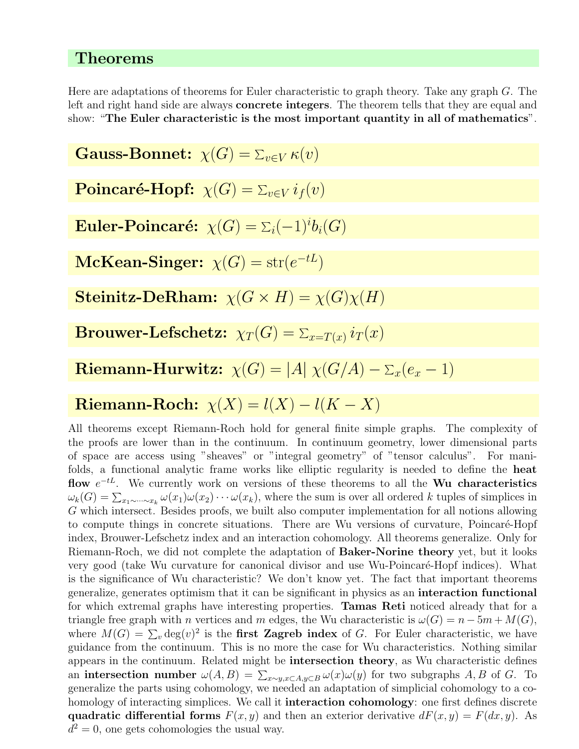## Theorems

Here are adaptations of theorems for Euler characteristic to graph theory. Take any graph $G$. The left and right hand side are always **concrete integers**. The theorem tells that they are equal and show: "**The Euler characteristic is the most important quantity in all of mathematics**".

### Gauss-Bonnet: $\chi(G) = \sum_{v \in V} \kappa(v)$

### Poincaré-Hopf: $\chi(G) = \sum_{v \in V} i_f(v)$

### Euler-Poincaré: $\chi(G) = \sum_i (-1)^i b_i(G)$

### McKean-Singer: $\chi(G) = \text{str}(e^{-tL})$

### Steinitz-DeRham: $\chi(G \times H) = \chi(G)\chi(H)$

### Brouwer-Lefschetz: $\chi_T(G) = \sum_{x=T(x)} i_T(x)$

### Riemann-Hurwitz: $\chi(G) = |A| \, \chi(G/A) - \sum_x (e_x - 1)$

### Riemann-Roch: $\chi(X) = l(X) - l(K - X)$

All theorems except Riemann-Roch hold for general finite simple graphs. The complexity of the proofs are lower than in the continuum. In continuum geometry, lower dimensional parts of space are access using "sheaves" or "integral geometry" of "tensor calculus". For manifolds, a functional analytic frame works like elliptic regularity is needed to define the **heat flow** $e^{-tL}$. We currently work on versions of these theorems to all the **Wu characteristics** $\omega_k(G) = \sum_{x_1 \sim \dots \sim x_k} \omega(x_1)\omega(x_2)\cdots\omega(x_k)$, where the sum is over all ordered $k$ tuples of simplices in $G$ which intersect. Besides proofs, we built also computer implementation for all notions allowing to compute things in concrete situations. There are Wu versions of curvature, Poincaré-Hopf index, Brouwer-Lefschetz index and an interaction cohomology. All theorems generalize. Only for Riemann-Roch, we did not complete the adaptation of **Baker-Norine theory** yet, but it looks very good (take Wu curvature for canonical divisor and use Wu-Poincaré-Hopf indices). What is the significance of Wu characteristic? We don't know yet. The fact that important theorems generalize, generates optimism that it can be significant in physics as an **interaction functional** for which extremal graphs have interesting properties. **Tamas Reti** noticed already that for a triangle free graph with $n$ vertices and $m$ edges, the Wu characteristic is $\omega(G) = n - 5m + M(G)$, where $M(G) = \sum_v \deg(v)^2$ is the **first Zagreb index** of $G$. For Euler characteristic, we have guidance from the continuum. This is no more the case for Wu characteristics. Nothing similar appears in the continuum. Related might be **intersection theory**, as Wu characteristic defines an **intersection number** $\omega(A, B) = \sum_{x \sim y, x \subset A, y \subset B} \omega(x)\omega(y)$ for two subgraphs $A, B$ of $G$. To generalize the parts using cohomology, we needed an adaptation of simplicial cohomology to a cohomology of interacting simplices. We call it **interaction cohomology**: one first defines discrete **quadratic differential forms** $F(x, y)$ and then an exterior derivative $dF(x, y) = F(dx, y)$. As $d^2 = 0$, one gets cohomologies the usual way.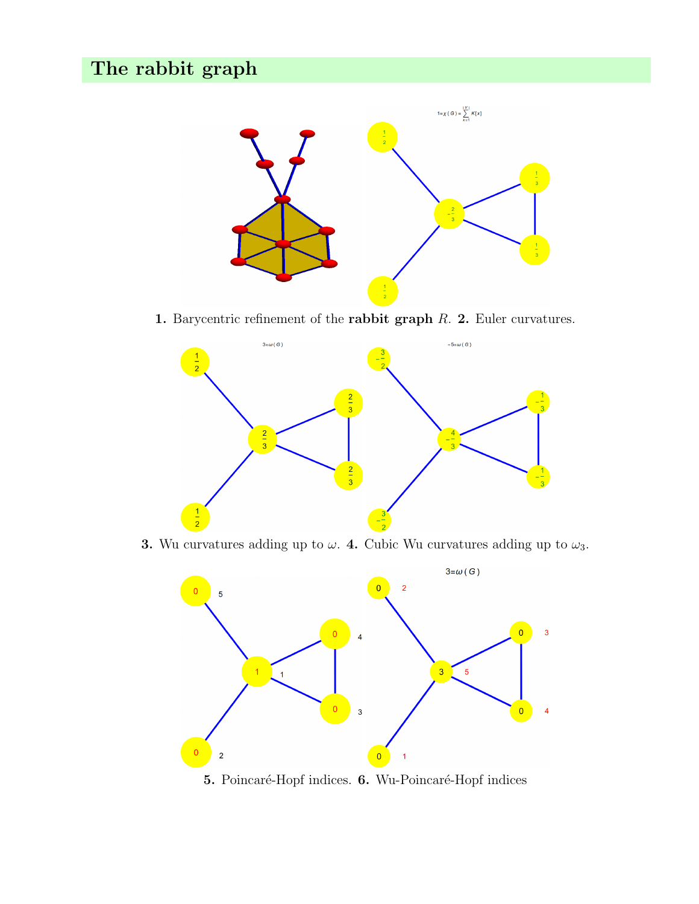# The rabbit graph

**1.** Barycentric refinement of the **rabbit graph** $R$. **2.** Euler curvatures.

**3.** Wu curvatures adding up to $\omega$. **4.** Cubic Wu curvatures adding up to $\omega_3$.

**5.** Poincaré-Hopf indices. **6.** Wu-Poincaré-Hopf indices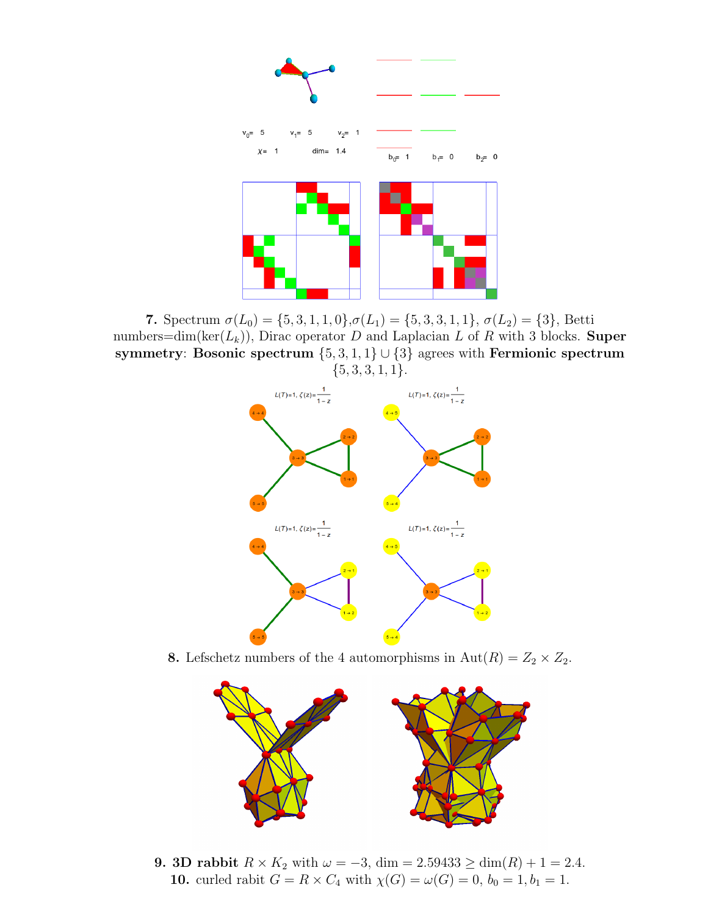$v_0 = 5$ $v_1 = 5$ $v_2 = 1$

$\chi = 1$ dim= 1.4

$b_0 = 1$ $b_1 = 0$ $b_2 = 0$

**7.** Spectrum $\sigma(L_0) = \{5, 3, 1, 1, 0\}$,$\sigma(L_1) = \{5, 3, 3, 1, 1\}$, $\sigma(L_2) = \{3\}$, Betti numbers=dim(ker($L_k$)), Dirac operator $D$ and Laplacian $L$ of $R$ with 3 blocks. **Super symmetry**: **Bosonic spectrum** $\{5, 3, 1, 1\} \cup \{3\}$ agrees with **Fermionic spectrum** $\{5, 3, 3, 1, 1\}$.

$L(T)=1$, $\zeta(z) = \frac{1}{1-z}$

**8.** Lefschetz numbers of the 4 automorphisms in $\text{Aut}(R) = Z_2 \times Z_2$.

**9. 3D rabbit** $R \times K_2$ with $\omega = -3$, $\dim = 2.59433 \geq \dim(R) + 1 = 2.4$.

**10.** curled rabit $G = R \times C_4$ with $\chi(G) = \omega(G) = 0$, $b_0 = 1, b_1 = 1$.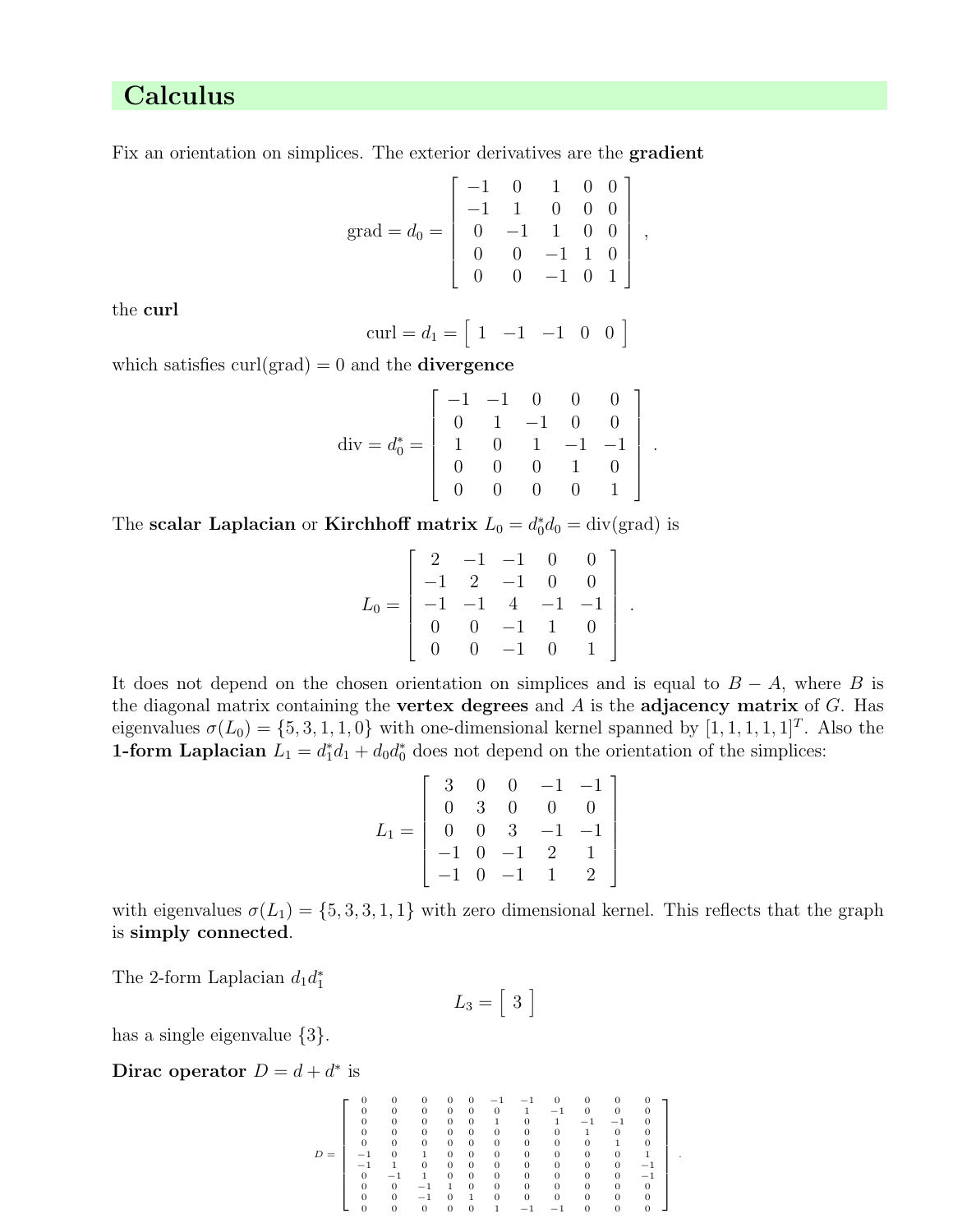# Calculus

Fix an orientation on simplices. The exterior derivatives are the **gradient**

$$\text{grad} = d_0 = \begin{bmatrix} -1 & 0 & 1 & 0 & 0 \\ -1 & 1 & 0 & 0 & 0 \\ 0 & -1 & 1 & 0 & 0 \\ 0 & 0 & -1 & 1 & 0 \\ 0 & 0 & -1 & 0 & 1 \end{bmatrix},$$

the **curl**

$$\text{curl} = d_1 = \begin{bmatrix} 1 & -1 & -1 & 0 & 0 \end{bmatrix}$$

which satisfies curl(grad) = 0 and the **divergence**

$$\text{div} = d_0^* = \begin{bmatrix} -1 & -1 & 0 & 0 & 0 \\ 0 & 1 & -1 & 0 & 0 \\ 1 & 0 & 1 & -1 & -1 \\ 0 & 0 & 0 & 1 & 0 \\ 0 & 0 & 0 & 0 & 1 \end{bmatrix}.$$

The **scalar Laplacian** or **Kirchhoff matrix** $L_0 = d_0^* d_0 = \text{div}(\text{grad})$ is

$$L_0 = \begin{bmatrix} 2 & -1 & -1 & 0 & 0 \\ -1 & 2 & -1 & 0 & 0 \\ -1 & -1 & 4 & -1 & -1 \\ 0 & 0 & -1 & 1 & 0 \\ 0 & 0 & -1 & 0 & 1 \end{bmatrix}.$$

It does not depend on the chosen orientation on simplices and is equal to $B - A$, where $B$ is the diagonal matrix containing the **vertex degrees** and $A$ is the **adjacency matrix** of $G$. Has eigenvalues $\sigma(L_0) = \{5, 3, 1, 1, 0\}$ with one-dimensional kernel spanned by $[1, 1, 1, 1, 1]^T$. Also the **1-form Laplacian** $L_1 = d_1^* d_1 + d_0 d_0^*$ does not depend on the orientation of the simplices:

$$L_1 = \begin{bmatrix} 3 & 0 & 0 & -1 & -1 \\ 0 & 3 & 0 & 0 & 0 \\ 0 & 0 & 3 & -1 & -1 \\ -1 & 0 & -1 & 2 & 1 \\ -1 & 0 & -1 & 1 & 2 \end{bmatrix}$$

with eigenvalues $\sigma(L_1) = \{5, 3, 3, 1, 1\}$ with zero dimensional kernel. This reflects that the graph is **simply connected**.

The 2-form Laplacian $d_1 d_1^*$

$$L_3 = \begin{bmatrix} 3 \end{bmatrix}$$

has a single eigenvalue $\{3\}$.

**Dirac operator** $D = d + d^*$ is

$$D = \begin{bmatrix} 0 & 0 & 0 & 0 & 0 & -1 & -1 & 0 & 0 & 0 & 0 \\ 0 & 0 & 0 & 0 & 0 & 0 & 1 & -1 & 0 & 0 & 0 \\ 0 & 0 & 0 & 0 & 0 & 1 & 0 & 1 & -1 & -1 & 0 \\ 0 & 0 & 0 & 0 & 0 & 0 & 0 & 0 & 1 & 0 & 0 \\ 0 & 0 & 0 & 0 & 0 & 0 & 0 & 0 & 0 & 1 & 0 \\ -1 & 0 & 1 & 0 & 0 & 0 & 0 & 0 & 0 & 0 & 1 \\ -1 & 1 & 0 & 0 & 0 & 0 & 0 & 0 & 0 & 0 & -1 \\ 0 & -1 & 1 & 0 & 0 & 0 & 0 & 0 & 0 & 0 & -1 \\ 0 & 0 & -1 & 1 & 0 & 0 & 0 & 0 & 0 & 0 & 0 \\ 0 & 0 & -1 & 0 & 1 & 0 & 0 & 0 & 0 & 0 & 0 \\ 0 & 0 & 0 & 0 & 0 & 1 & -1 & -1 & 0 & 0 & 0 \end{bmatrix}.$$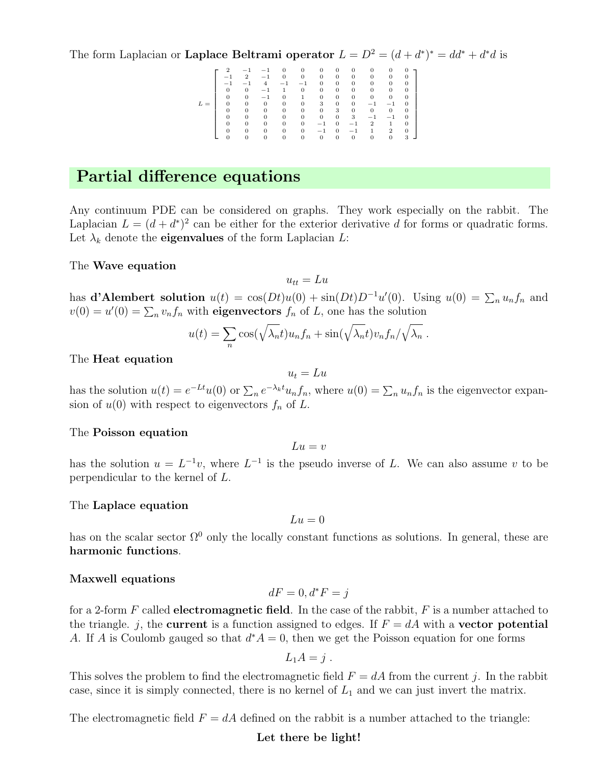The form Laplacian or **Laplace Beltrami operator** $L = D^2 = (d + d^*)^* = dd^* + d^*d$ is

$$
L = \begin{bmatrix}
2 & -1 & -1 & 0 & 0 & 0 & 0 & 0 & 0 & 0 & 0 \\
-1 & 2 & -1 & 0 & 0 & 0 & 0 & 0 & 0 & 0 & 0 \\
-1 & -1 & 4 & -1 & -1 & 0 & 0 & 0 & 0 & 0 & 0 \\
0 & 0 & -1 & 1 & 0 & 0 & 0 & 0 & 0 & 0 & 0 \\
0 & 0 & -1 & 0 & 1 & 0 & 0 & 0 & 0 & 0 & 0 \\
0 & 0 & 0 & 0 & 0 & 3 & 0 & 0 & -1 & -1 & 0 \\
0 & 0 & 0 & 0 & 0 & 0 & 3 & 0 & 0 & 0 & 0 \\
0 & 0 & 0 & 0 & 0 & 0 & 0 & 3 & -1 & -1 & 0 \\
0 & 0 & 0 & 0 & 0 & -1 & 0 & -1 & 2 & 1 & 0 \\
0 & 0 & 0 & 0 & 0 & -1 & 0 & -1 & 1 & 2 & 0 \\
0 & 0 & 0 & 0 & 0 & 0 & 0 & 0 & 0 & 0 & 3
\end{bmatrix}
$$

## Partial difference equations

Any continuum PDE can be considered on graphs. They work especially on the rabbit. The Laplacian $L = (d + d^*)^2$ can be either for the exterior derivative $d$ for forms or quadratic forms. Let $\lambda_k$ denote the **eigenvalues** of the form Laplacian $L$:

The **Wave equation**

$$u_{tt} = Lu$$

has **d'Alembert solution** $u(t) = \cos(Dt)u(0) + \sin(Dt)D^{-1}u'(0)$. Using $u(0) = \sum_n u_n f_n$ and $v(0) = u'(0) = \sum_n v_n f_n$ with **eigenvectors** $f_n$ of $L$, one has the solution

$$u(t) = \sum_n \cos(\sqrt{\lambda_n} t) u_n f_n + \sin(\sqrt{\lambda_n} t) v_n f_n / \sqrt{\lambda_n} \; .$$

The **Heat equation**

$$u_t = Lu$$

has the solution $u(t) = e^{-Lt}u(0)$ or $\sum_n e^{-\lambda_k t} u_n f_n$, where $u(0) = \sum_n u_n f_n$ is the eigenvector expansion of $u(0)$ with respect to eigenvectors $f_n$ of $L$.

The **Poisson equation**

$$Lu = v$$

has the solution $u = L^{-1}v$, where $L^{-1}$ is the pseudo inverse of $L$. We can also assume $v$ to be perpendicular to the kernel of $L$.

The **Laplace equation**

$$Lu = 0$$

has on the scalar sector $\Omega^0$ only the locally constant functions as solutions. In general, these are **harmonic functions**.

**Maxwell equations**

$$dF = 0, d^*F = j$$

for a 2-form $F$ called **electromagnetic field**. In the case of the rabbit, $F$ is a number attached to the triangle. $j$, the **current** is a function assigned to edges. If $F = dA$ with a **vector potential** $A$. If $A$ is Coulomb gauged so that $d^*A = 0$, then we get the Poisson equation for one forms

$$L_1 A = j \; .$$

This solves the problem to find the electromagnetic field $F = dA$ from the current $j$. In the rabbit case, since it is simply connected, there is no kernel of $L_1$ and we can just invert the matrix.

The electromagnetic field $F = dA$ defined on the rabbit is a number attached to the triangle:

**Let there be light!**